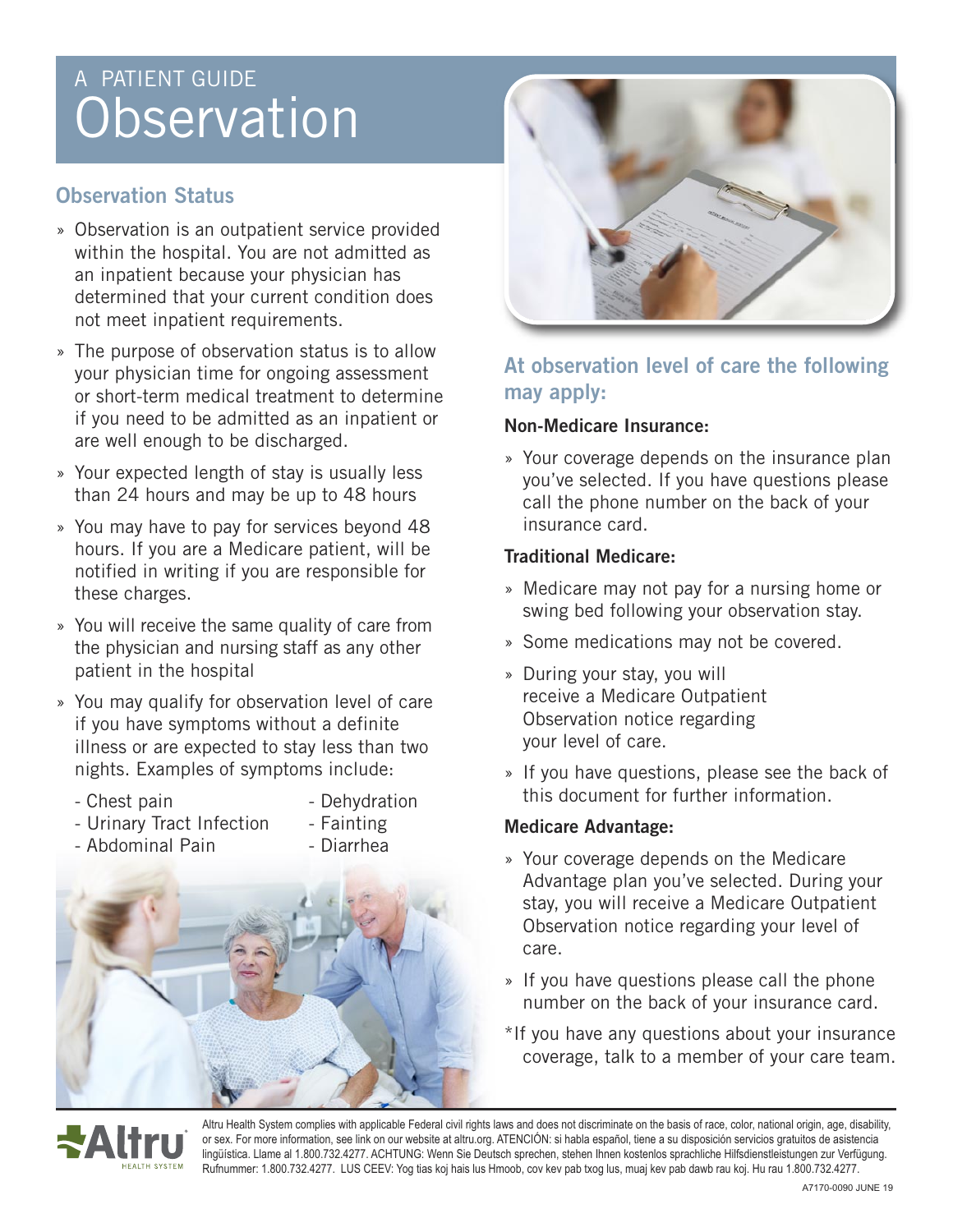A PATIENT GUIDE

# Observation

## Observation Status

- Observation is an outpatient service provided within the hospital. You are not admitted as an inpatient because your physician has determined that your current condition does not meet inpatient requirements.
- The purpose of observation status is to allow your physician time for ongoing assessment or short-term medical treatment to determine if you need to be admitted as an inpatient or are well enough to be discharged.
- Your expected length of stay is usually less than 24 hours and may be up to 48 hours
- You may have to pay for services beyond 48 hours. If you are a Medicare patient, will be notified in writing if you are responsible for these charges.
- You will receive the same quality of care from the physician and nursing staff as any other patient in the hospital
- You may qualify for observation level of care if you have symptoms without a definite illness or are expected to stay less than two nights. Examples of symptoms include:

  - Chest pain
  - Urinary Tract Infection
  - Abdominal Pain
  - Dehydration
  - Fainting
  - Diarrhea

## At observation level of care the following may apply:

**Non-Medicare Insurance:**

- Your coverage depends on the insurance plan you've selected. If you have questions please call the phone number on the back of your insurance card.

**Traditional Medicare:**

- Medicare may not pay for a nursing home or swing bed following your observation stay.
- Some medications may not be covered.
- During your stay, you will receive a Medicare Outpatient Observation notice regarding your level of care.
- If you have questions, please see the back of this document for further information.

**Medicare Advantage:**

- Your coverage depends on the Medicare Advantage plan you've selected. During your stay, you will receive a Medicare Outpatient Observation notice regarding your level of care.
- If you have questions please call the phone number on the back of your insurance card.

*If you have any questions about your insurance coverage, talk to a member of your care team.

Altru Health System complies with applicable Federal civil rights laws and does not discriminate on the basis of race, color, national origin, age, disability, or sex. For more information, see link on our website at altru.org. ATENCIÓN: si habla español, tiene a su disposición servicios gratuitos de asistencia lingüística. Llame al 1.800.732.4277. ACHTUNG: Wenn Sie Deutsch sprechen, stehen Ihnen kostenlos sprachliche Hilfsdienstleistungen zur Verfügung. Rufnummer: 1.800.732.4277. LUS CEEV: Yog tias koj hais lus Hmoob, cov kev pab txog lus, muaj kev pab dawb rau koj. Hu rau 1.800.732.4277.

A7170-0090 JUNE 19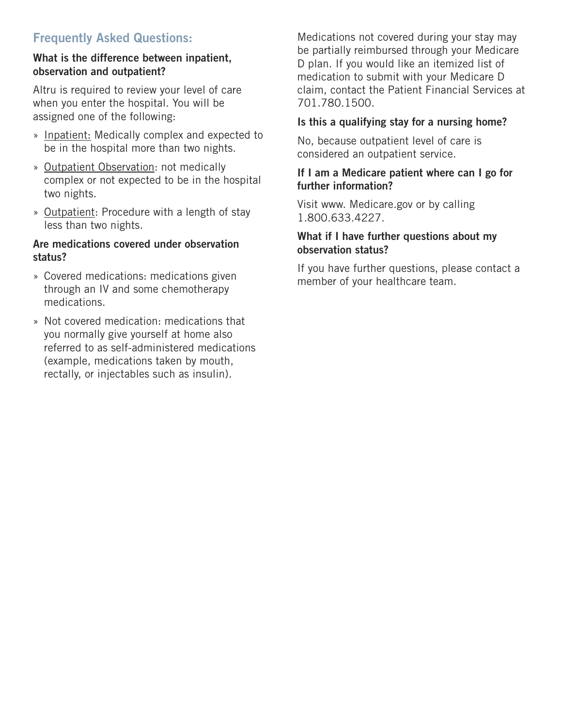## Frequently Asked Questions:

**What is the difference between inpatient, observation and outpatient?**

Altru is required to review your level of care when you enter the hospital. You will be assigned one of the following:

- Inpatient: Medically complex and expected to be in the hospital more than two nights.
- Outpatient Observation: not medically complex or not expected to be in the hospital two nights.
- Outpatient: Procedure with a length of stay less than two nights.

**Are medications covered under observation status?**

- Covered medications: medications given through an IV and some chemotherapy medications.
- Not covered medication: medications that you normally give yourself at home also referred to as self-administered medications (example, medications taken by mouth, rectally, or injectables such as insulin).

Medications not covered during your stay may be partially reimbursed through your Medicare D plan. If you would like an itemized list of medication to submit with your Medicare D claim, contact the Patient Financial Services at 701.780.1500.

**Is this a qualifying stay for a nursing home?**

No, because outpatient level of care is considered an outpatient service.

**If I am a Medicare patient where can I go for further information?**

Visit www. Medicare.gov or by calling 1.800.633.4227.

**What if I have further questions about my observation status?**

If you have further questions, please contact a member of your healthcare team.